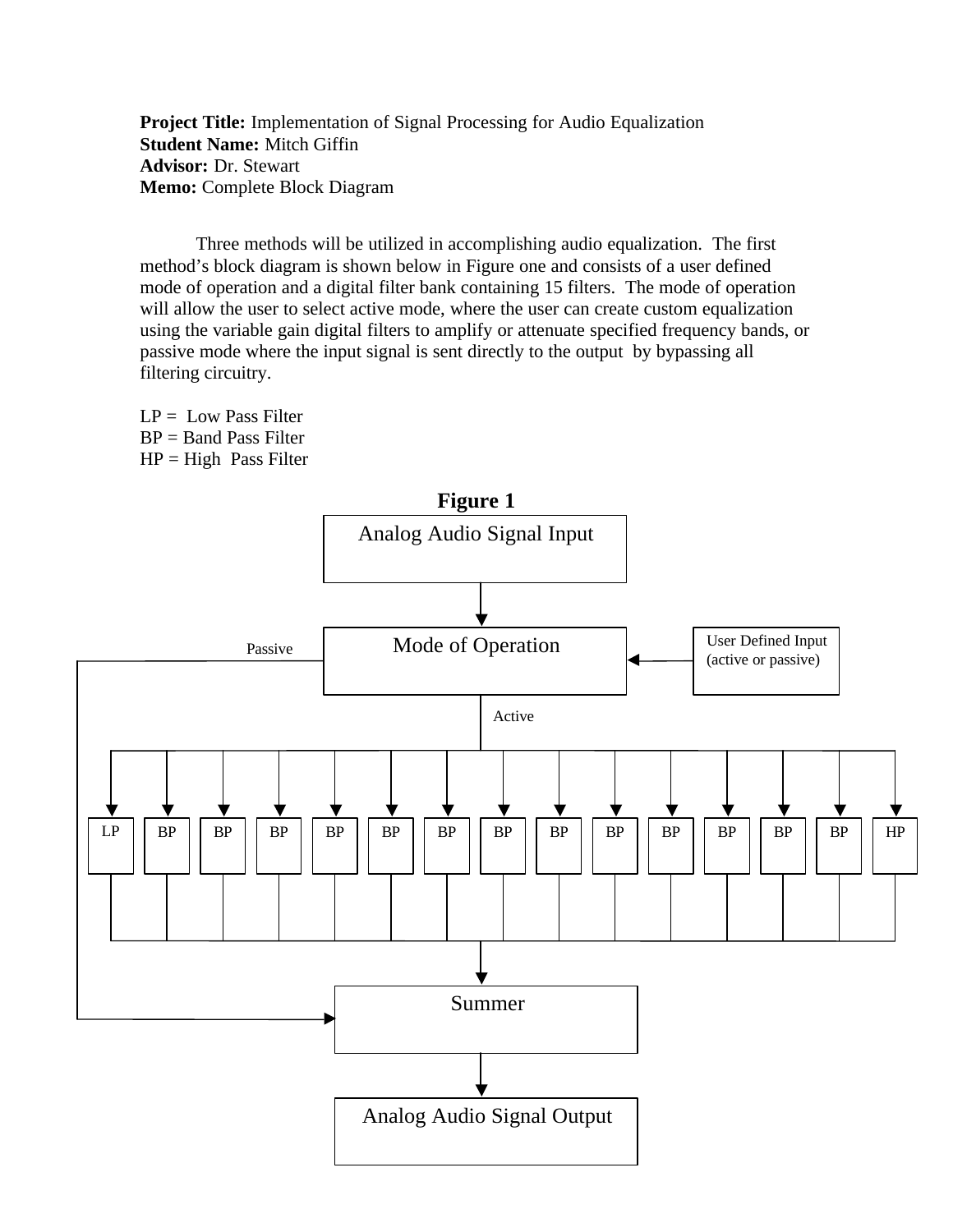**Project Title:** Implementation of Signal Processing for Audio Equalization
**Student Name:** Mitch Giffin
**Advisor:** Dr. Stewart
**Memo:** Complete Block Diagram

Three methods will be utilized in accomplishing audio equalization. The first method's block diagram is shown below in Figure one and consists of a user defined mode of operation and a digital filter bank containing 15 filters. The mode of operation will allow the user to select active mode, where the user can create custom equalization using the variable gain digital filters to amplify or attenuate specified frequency bands, or passive mode where the input signal is sent directly to the output by bypassing all filtering circuitry.

LP = Low Pass Filter
BP = Band Pass Filter
HP = High Pass Filter

**Figure 1**

Analog Audio Signal Input

Mode of Operation

User Defined Input (active or passive)

Passive

Active

LP BP BP BP BP BP BP BP BP BP BP BP BP BP HP

Summer

Analog Audio Signal Output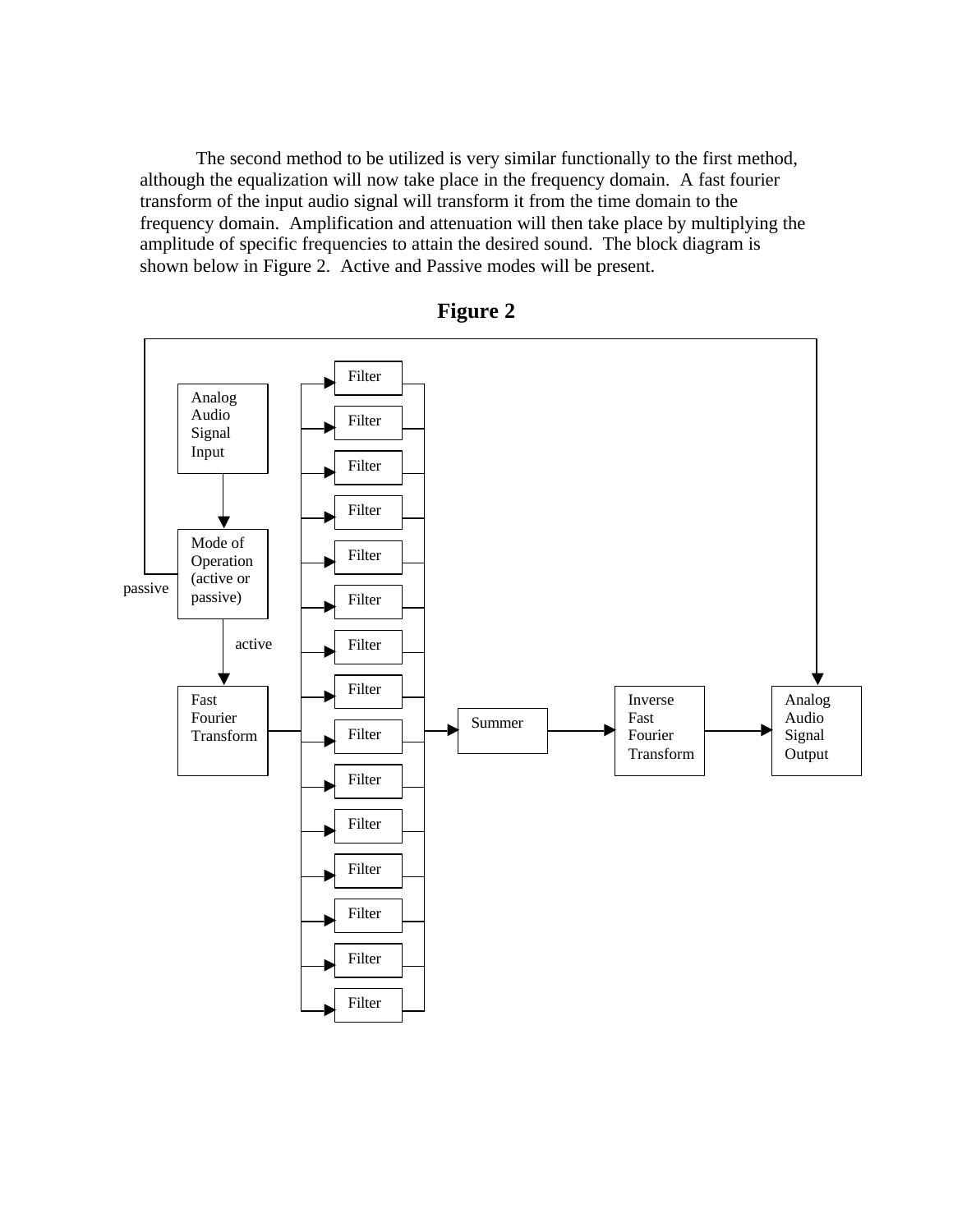The second method to be utilized is very similar functionally to the first method, although the equalization will now take place in the frequency domain. A fast fourier transform of the input audio signal will transform it from the time domain to the frequency domain. Amplification and attenuation will then take place by multiplying the amplitude of specific frequencies to attain the desired sound. The block diagram is shown below in Figure 2. Active and Passive modes will be present.

**Figure 2**

Analog Audio Signal Input

Mode of Operation (active or passive)

passive

active

Fast Fourier Transform

Filter

Filter

Filter

Filter

Filter

Filter

Filter

Filter

Filter

Filter

Filter

Filter

Filter

Filter

Filter

Summer

Inverse Fast Fourier Transform

Analog Audio Signal Output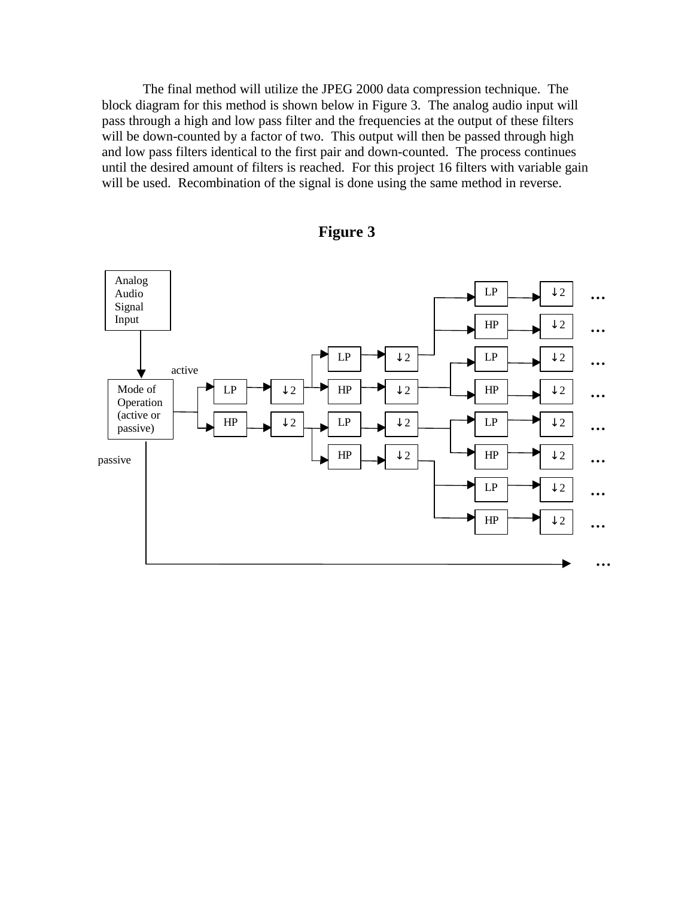The final method will utilize the JPEG 2000 data compression technique. The block diagram for this method is shown below in Figure 3. The analog audio input will pass through a high and low pass filter and the frequencies at the output of these filters will be down-counted by a factor of two. This output will then be passed through high and low pass filters identical to the first pair and down-counted. The process continues until the desired amount of filters is reached. For this project 16 filters with variable gain will be used. Recombination of the signal is done using the same method in reverse.

**Figure 3**

Analog Audio Signal Input

Mode of Operation (active or passive)

active

passive

LP ↓2

HP ↓2

LP ↓2

HP ↓2

LP ↓2

HP ↓2

LP ↓2 …

HP ↓2 …

LP ↓2 …

HP ↓2 …

LP ↓2 …

HP ↓2 …

LP ↓2 …

HP ↓2 …

…